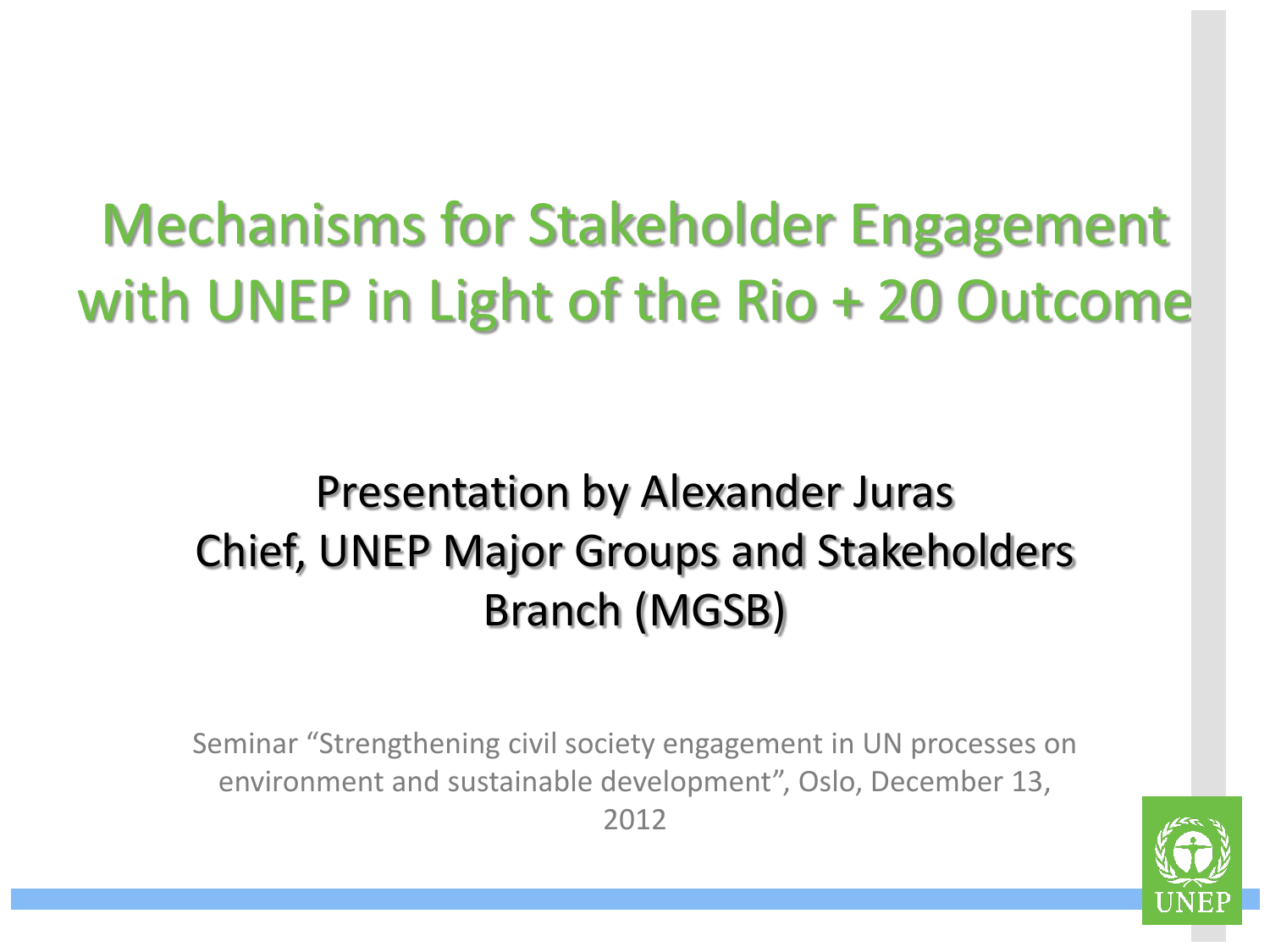# Mechanisms for Stakeholder Engagement with UNEP in Light of the Rio + 20 Outcome

## Presentation by Alexander Juras
## Chief, UNEP Major Groups and Stakeholders Branch (MGSB)

Seminar "Strengthening civil society engagement in UN processes on environment and sustainable development", Oslo, December 13, 2012

UNEP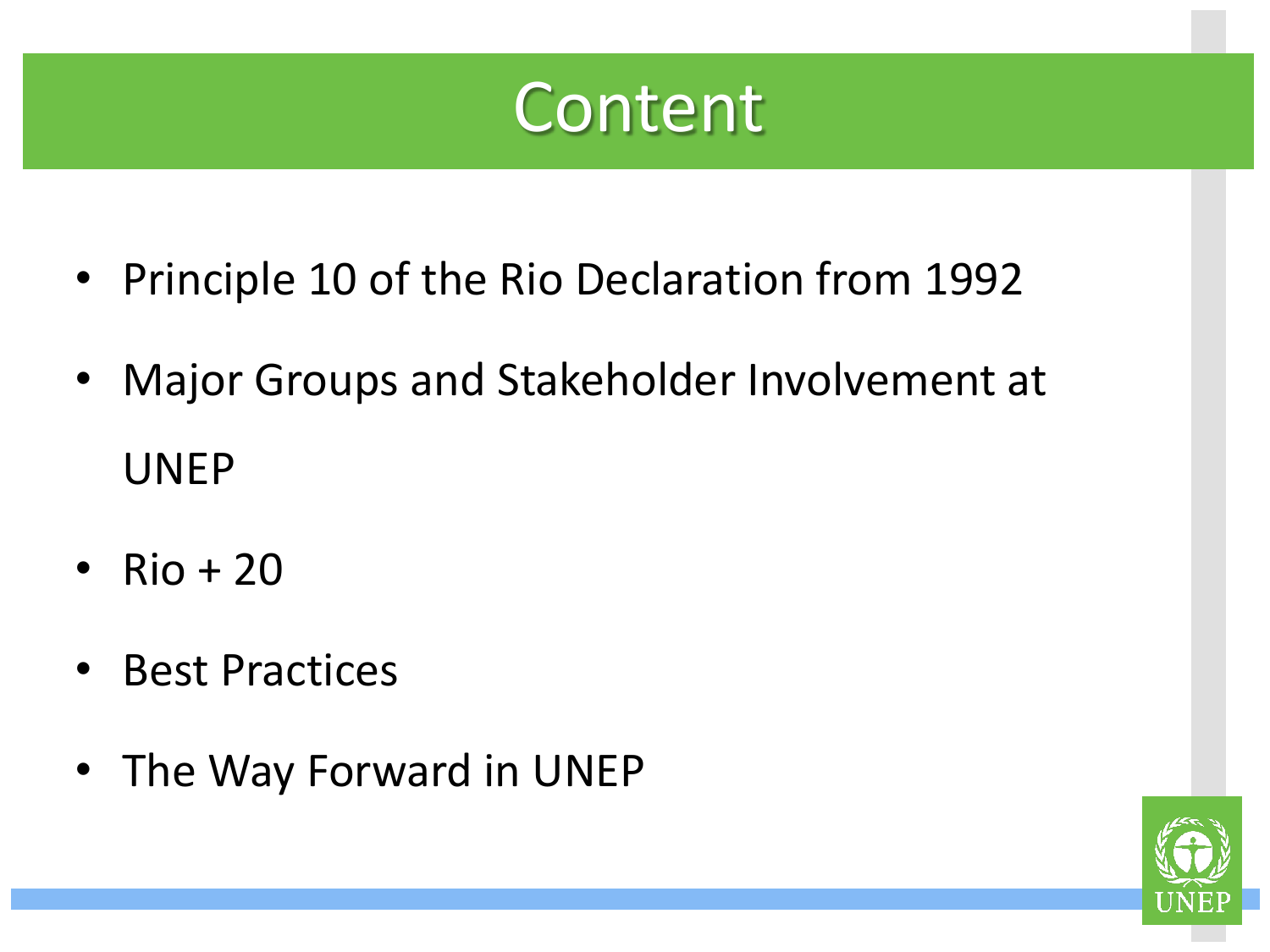# Content

- Principle 10 of the Rio Declaration from 1992
- Major Groups and Stakeholder Involvement at UNEP
- Rio + 20
- Best Practices
- The Way Forward in UNEP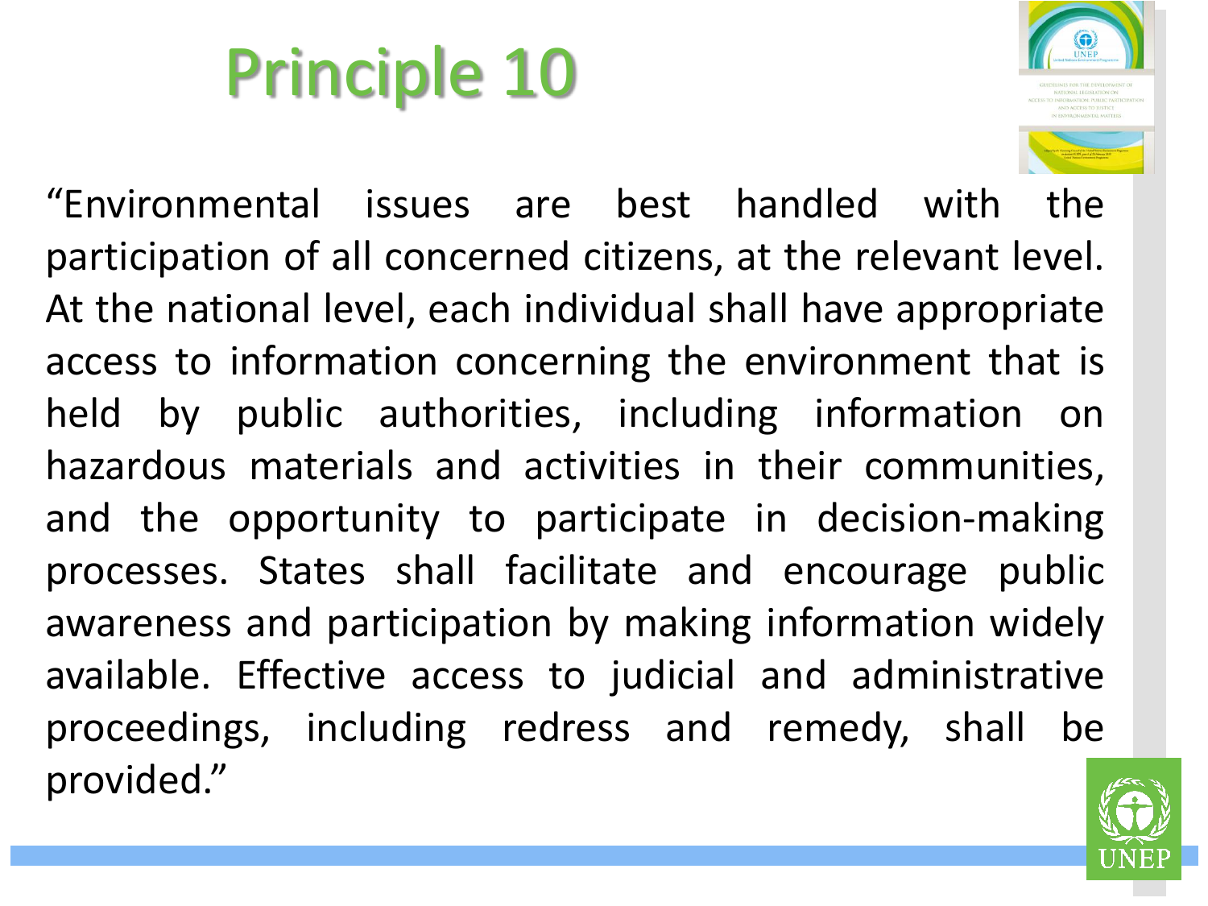# Principle 10

"Environmental issues are best handled with the participation of all concerned citizens, at the relevant level. At the national level, each individual shall have appropriate access to information concerning the environment that is held by public authorities, including information on hazardous materials and activities in their communities, and the opportunity to participate in decision-making processes. States shall facilitate and encourage public awareness and participation by making information widely available. Effective access to judicial and administrative proceedings, including redress and remedy, shall be provided."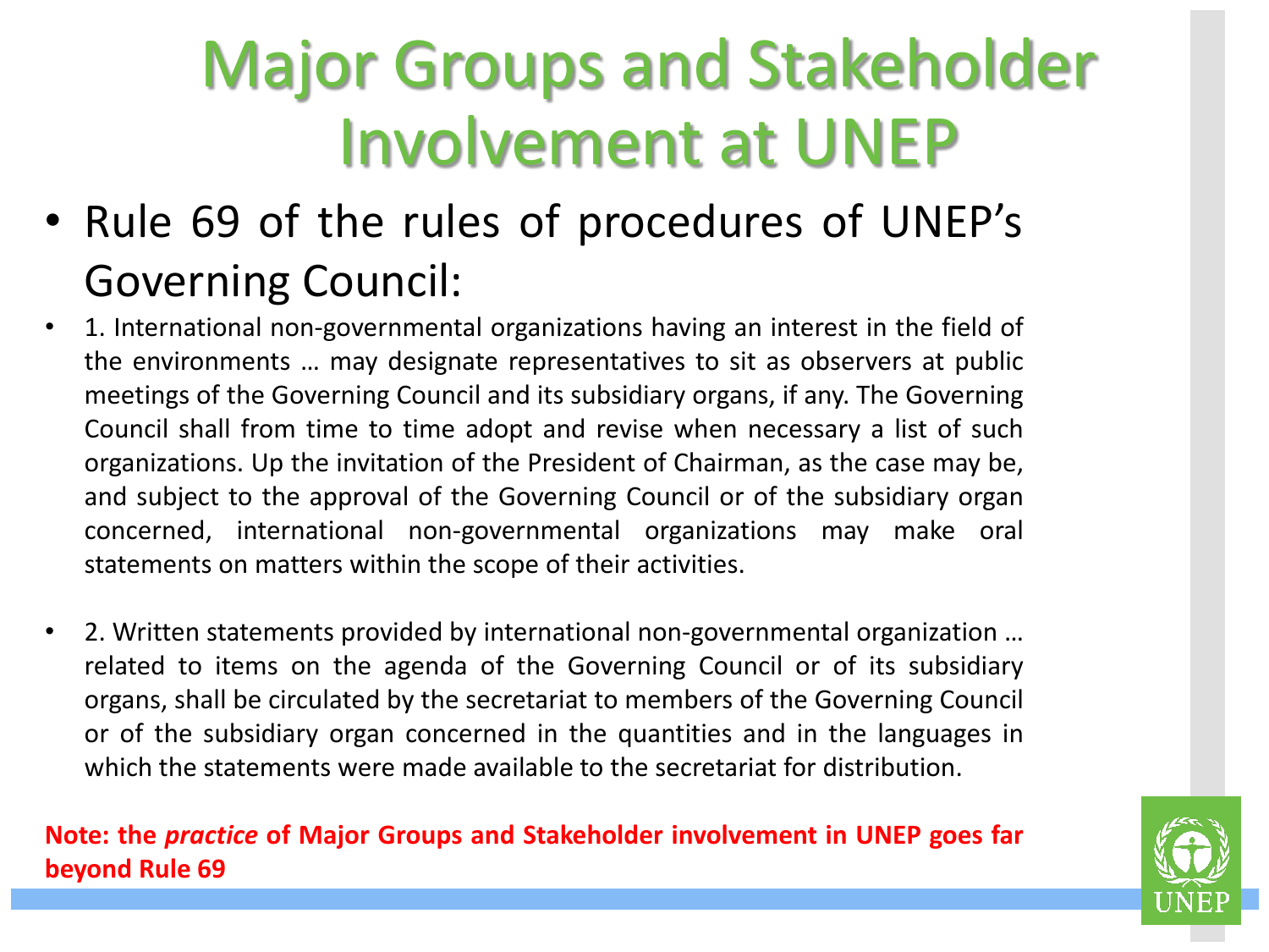# Major Groups and Stakeholder Involvement at UNEP

- Rule 69 of the rules of procedures of UNEP's Governing Council:
- 1. International non-governmental organizations having an interest in the field of the environments … may designate representatives to sit as observers at public meetings of the Governing Council and its subsidiary organs, if any. The Governing Council shall from time to time adopt and revise when necessary a list of such organizations. Up the invitation of the President of Chairman, as the case may be, and subject to the approval of the Governing Council or of the subsidiary organ concerned, international non-governmental organizations may make oral statements on matters within the scope of their activities.
- 2. Written statements provided by international non-governmental organization … related to items on the agenda of the Governing Council or of its subsidiary organs, shall be circulated by the secretariat to members of the Governing Council or of the subsidiary organ concerned in the quantities and in the languages in which the statements were made available to the secretariat for distribution.

**Note: the *practice* of Major Groups and Stakeholder involvement in UNEP goes far beyond Rule 69**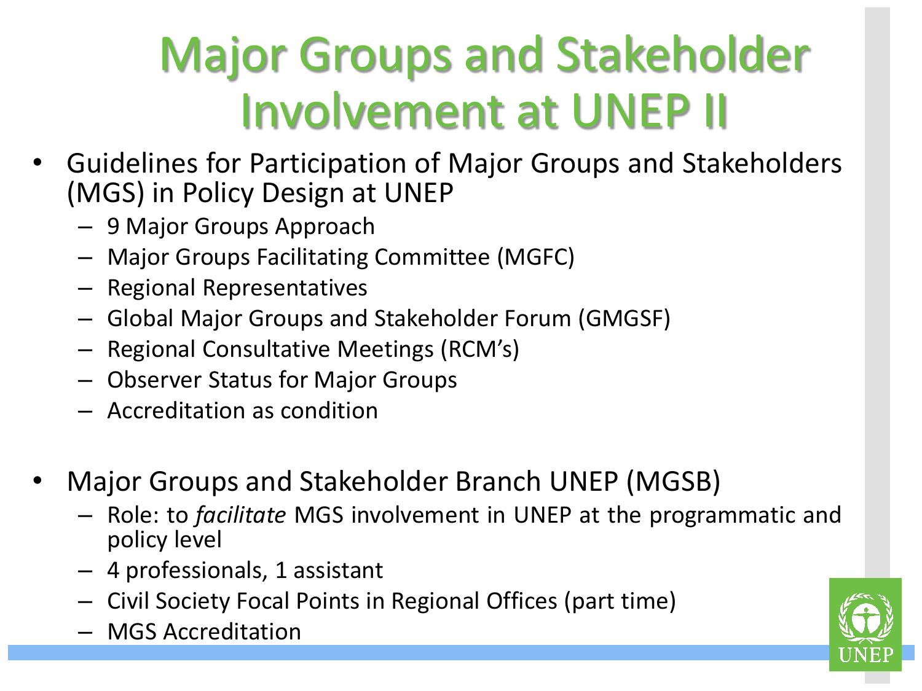# Major Groups and Stakeholder Involvement at UNEP II

- Guidelines for Participation of Major Groups and Stakeholders (MGS) in Policy Design at UNEP
  - 9 Major Groups Approach
  - Major Groups Facilitating Committee (MGFC)
  - Regional Representatives
  - Global Major Groups and Stakeholder Forum (GMGSF)
  - Regional Consultative Meetings (RCM's)
  - Observer Status for Major Groups
  - Accreditation as condition

- Major Groups and Stakeholder Branch UNEP (MGSB)
  - Role: to *facilitate* MGS involvement in UNEP at the programmatic and policy level
  - 4 professionals, 1 assistant
  - Civil Society Focal Points in Regional Offices (part time)
  - MGS Accreditation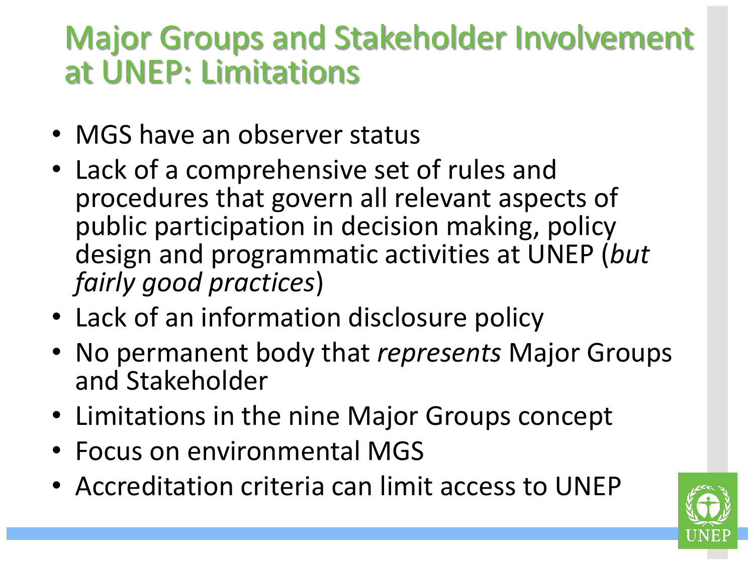# Major Groups and Stakeholder Involvement at UNEP: Limitations

- MGS have an observer status
- Lack of a comprehensive set of rules and procedures that govern all relevant aspects of public participation in decision making, policy design and programmatic activities at UNEP (*but fairly good practices*)
- Lack of an information disclosure policy
- No permanent body that *represents* Major Groups and Stakeholder
- Limitations in the nine Major Groups concept
- Focus on environmental MGS
- Accreditation criteria can limit access to UNEP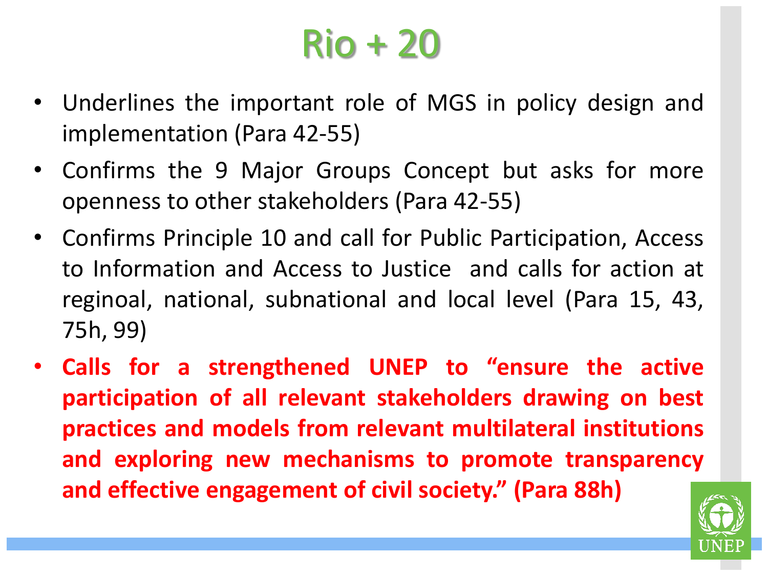# Rio + 20

- Underlines the important role of MGS in policy design and implementation (Para 42-55)
- Confirms the 9 Major Groups Concept but asks for more openness to other stakeholders (Para 42-55)
- Confirms Principle 10 and call for Public Participation, Access to Information and Access to Justice and calls for action at reginoal, national, subnational and local level (Para 15, 43, 75h, 99)
- **Calls for a strengthened UNEP to "ensure the active participation of all relevant stakeholders drawing on best practices and models from relevant multilateral institutions and exploring new mechanisms to promote transparency and effective engagement of civil society." (Para 88h)**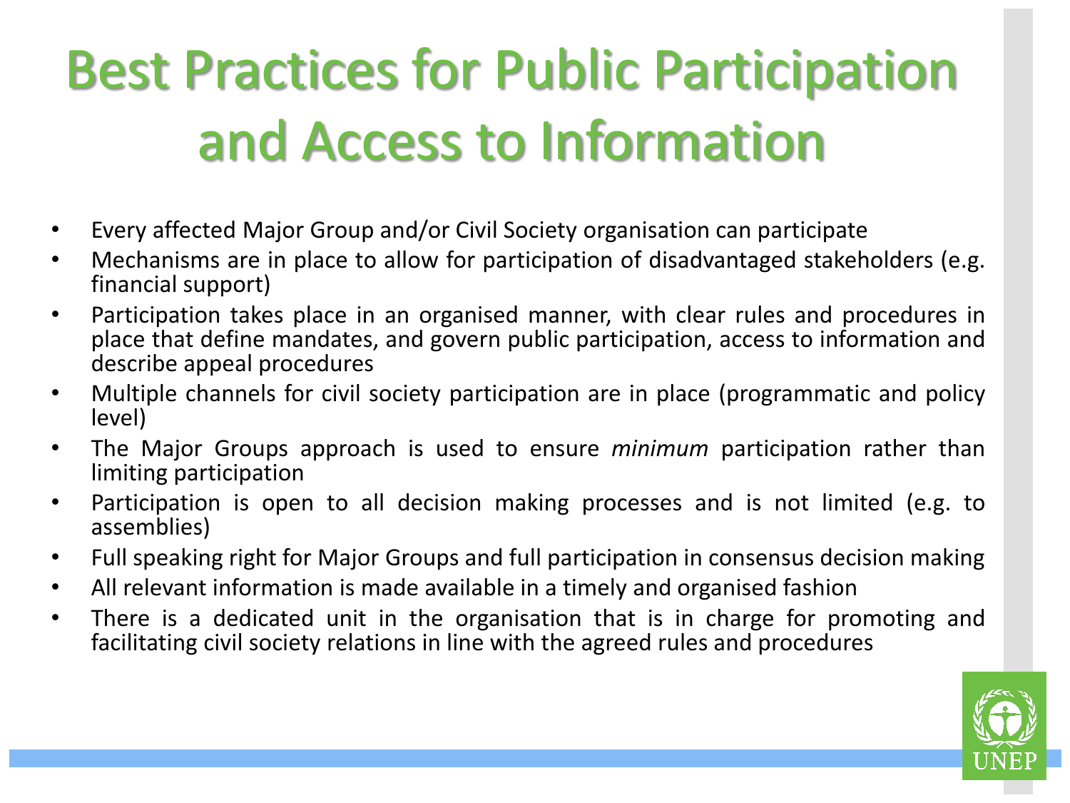# Best Practices for Public Participation and Access to Information

- Every affected Major Group and/or Civil Society organisation can participate
- Mechanisms are in place to allow for participation of disadvantaged stakeholders (e.g. financial support)
- Participation takes place in an organised manner, with clear rules and procedures in place that define mandates, and govern public participation, access to information and describe appeal procedures
- Multiple channels for civil society participation are in place (programmatic and policy level)
- The Major Groups approach is used to ensure *minimum* participation rather than limiting participation
- Participation is open to all decision making processes and is not limited (e.g. to assemblies)
- Full speaking right for Major Groups and full participation in consensus decision making
- All relevant information is made available in a timely and organised fashion
- There is a dedicated unit in the organisation that is in charge for promoting and facilitating civil society relations in line with the agreed rules and procedures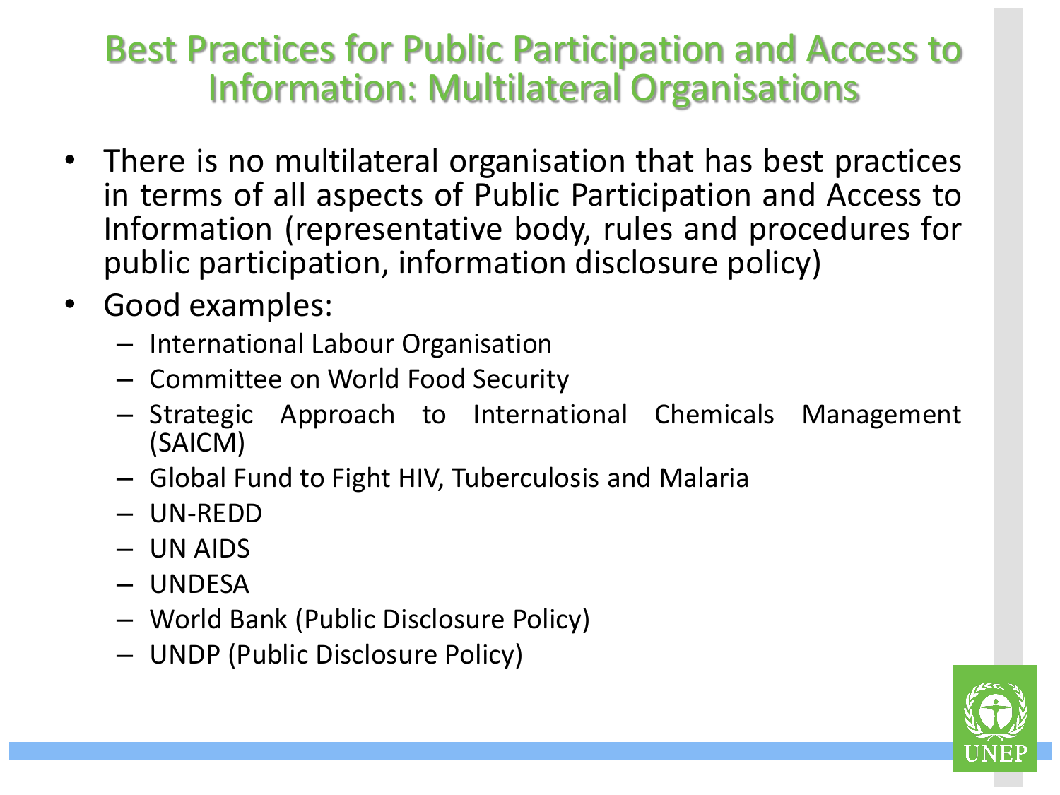# Best Practices for Public Participation and Access to Information: Multilateral Organisations

- There is no multilateral organisation that has best practices in terms of all aspects of Public Participation and Access to Information (representative body, rules and procedures for public participation, information disclosure policy)
- Good examples:
  - International Labour Organisation
  - Committee on World Food Security
  - Strategic Approach to International Chemicals Management (SAICM)
  - Global Fund to Fight HIV, Tuberculosis and Malaria
  - UN-REDD
  - UN AIDS
  - UNDESA
  - World Bank (Public Disclosure Policy)
  - UNDP (Public Disclosure Policy)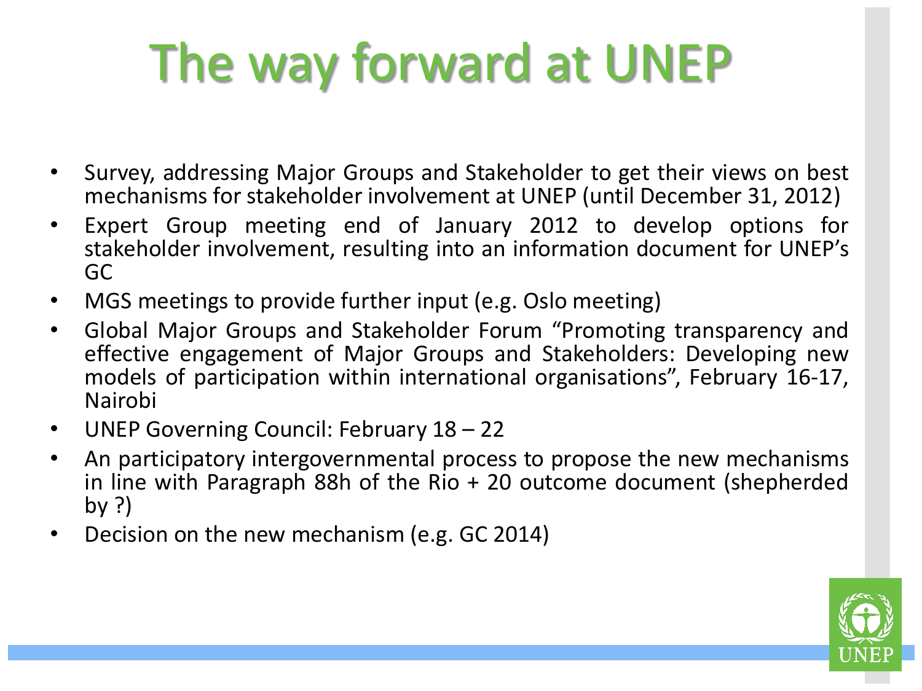# The way forward at UNEP

- Survey, addressing Major Groups and Stakeholder to get their views on best mechanisms for stakeholder involvement at UNEP (until December 31, 2012)
- Expert Group meeting end of January 2012 to develop options for stakeholder involvement, resulting into an information document for UNEP's GC
- MGS meetings to provide further input (e.g. Oslo meeting)
- Global Major Groups and Stakeholder Forum "Promoting transparency and effective engagement of Major Groups and Stakeholders: Developing new models of participation within international organisations", February 16-17, Nairobi
- UNEP Governing Council: February 18 – 22
- An participatory intergovernmental process to propose the new mechanisms in line with Paragraph 88h of the Rio + 20 outcome document (shepherded by ?)
- Decision on the new mechanism (e.g. GC 2014)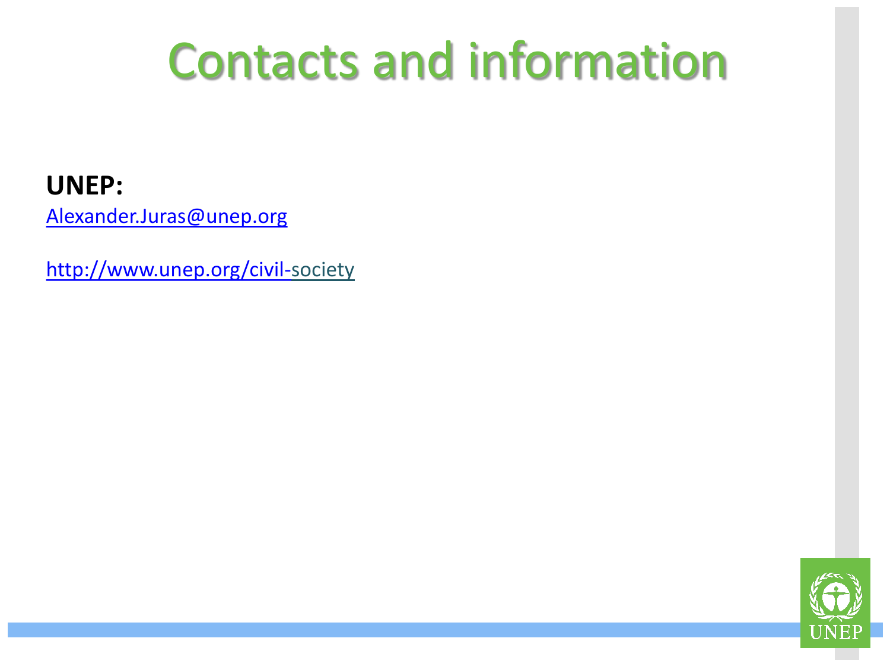# Contacts and information

**UNEP:**

Alexander.Juras@unep.org

http://www.unep.org/civil-society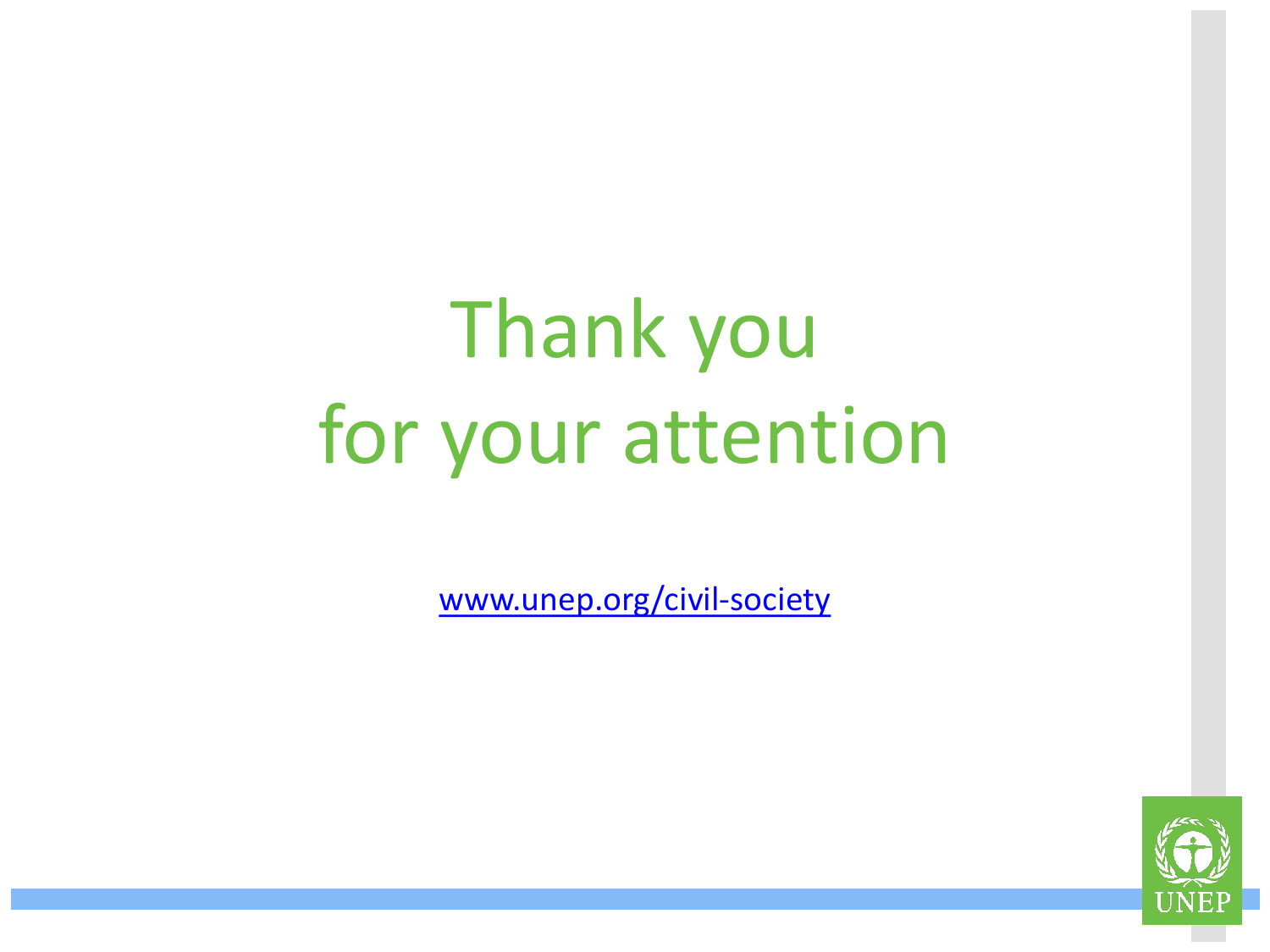# Thank you for your attention

www.unep.org/civil-society

UNEP